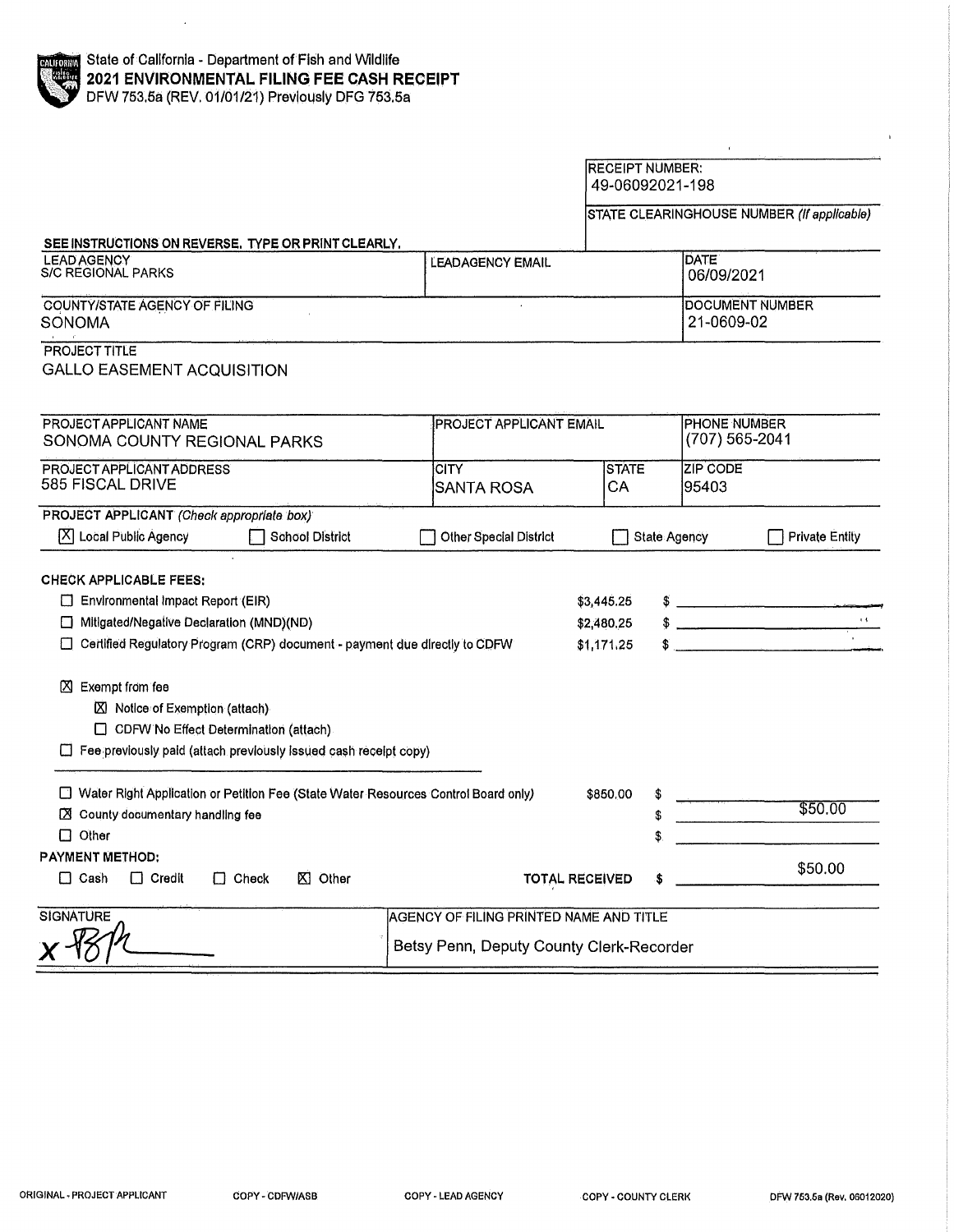State of California - Department of Fish and Wildlife
**2021 ENVIRONMENTAL FILING FEE CASH RECEIPT**
DFW 753.5a (REV. 01/01/21) Previously DFG 753.5a

RECEIPT NUMBER:
49-06092021-198

STATE CLEARINGHOUSE NUMBER *(If applicable)*

SEE INSTRUCTIONS ON REVERSE. TYPE OR PRINT CLEARLY.

| LEAD AGENCY | LEADAGENCY EMAIL | DATE |
|---|---|---|
| S/C REGIONAL PARKS | | 06/09/2021 |

| COUNTY/STATE AGENCY OF FILING | DOCUMENT NUMBER |
|---|---|
| SONOMA | 21-0609-02 |

PROJECT TITLE
GALLO EASEMENT ACQUISITION

| PROJECT APPLICANT NAME | PROJECT APPLICANT EMAIL | PHONE NUMBER |
|---|---|---|
| SONOMA COUNTY REGIONAL PARKS | | (707) 565-2041 |

| PROJECT APPLICANT ADDRESS | CITY | STATE | ZIP CODE |
|---|---|---|---|
| 585 FISCAL DRIVE | SANTA ROSA | CA | 95403 |

PROJECT APPLICANT *(Check appropriate box)*
- [X] Local Public Agency
- [ ] School District
- [ ] Other Special District
- [ ] State Agency
- [ ] Private Entity

**CHECK APPLICABLE FEES:**

- [ ] Environmental Impact Report (EIR) — $3,445.25 — $
- [ ] Mitigated/Negative Declaration (MND)(ND) — $2,480.25 — $
- [ ] Certified Regulatory Program (CRP) document - payment due directly to CDFW — $1,171.25 — $

- [X] Exempt from fee
  - [X] Notice of Exemption (attach)
  - [ ] CDFW No Effect Determination (attach)
- [ ] Fee previously paid (attach previously issued cash receipt copy)

- [ ] Water Right Application or Petition Fee (State Water Resources Control Board only) — $850.00 — $
- [X] County documentary handling fee — $ $50.00
- [ ] Other — $

PAYMENT METHOD:
- [ ] Cash
- [ ] Credit
- [ ] Check
- [X] Other

TOTAL RECEIVED $ $50.00

| SIGNATURE | AGENCY OF FILING PRINTED NAME AND TITLE |
|---|---|
| X [signature] | Betsy Penn, Deputy County Clerk-Recorder |

ORIGINAL - PROJECT APPLICANT    COPY - CDFW/ASB    COPY - LEAD AGENCY    COPY - COUNTY CLERK    DFW 753.5a (Rev. 06012020)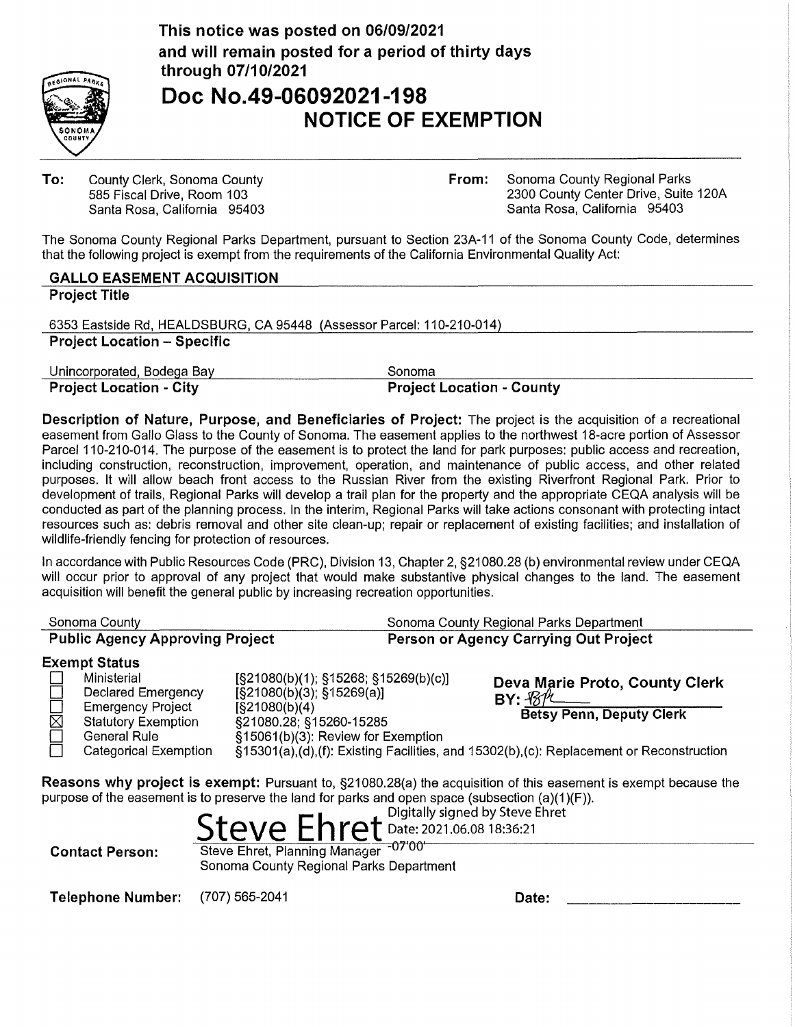**This notice was posted on 06/09/2021**
**and will remain posted for a period of thirty days**
**through 07/10/2021**

# Doc No.49-06092021-198

# NOTICE OF EXEMPTION

**To:** County Clerk, Sonoma County
585 Fiscal Drive, Room 103
Santa Rosa, California 95403

**From:** Sonoma County Regional Parks
2300 County Center Drive, Suite 120A
Santa Rosa, California 95403

The Sonoma County Regional Parks Department, pursuant to Section 23A-11 of the Sonoma County Code, determines that the following project is exempt from the requirements of the California Environmental Quality Act:

**GALLO EASEMENT ACQUISITION**
**Project Title**

6353 Eastside Rd, HEALDSBURG, CA 95448 (Assessor Parcel: 110-210-014)
**Project Location – Specific**

Unincorporated, Bodega Bay
**Project Location - City**

Sonoma
**Project Location - County**

**Description of Nature, Purpose, and Beneficiaries of Project:** The project is the acquisition of a recreational easement from Gallo Glass to the County of Sonoma. The easement applies to the northwest 18-acre portion of Assessor Parcel 110-210-014. The purpose of the easement is to protect the land for park purposes: public access and recreation, including construction, reconstruction, improvement, operation, and maintenance of public access, and other related purposes. It will allow beach front access to the Russian River from the existing Riverfront Regional Park. Prior to development of trails, Regional Parks will develop a trail plan for the property and the appropriate CEQA analysis will be conducted as part of the planning process. In the interim, Regional Parks will take actions consonant with protecting intact resources such as: debris removal and other site clean-up; repair or replacement of existing facilities; and installation of wildlife-friendly fencing for protection of resources.

In accordance with Public Resources Code (PRC), Division 13, Chapter 2, §21080.28 (b) environmental review under CEQA will occur prior to approval of any project that would make substantive physical changes to the land. The easement acquisition will benefit the general public by increasing recreation opportunities.

Sonoma County
**Public Agency Approving Project**

Sonoma County Regional Parks Department
**Person or Agency Carrying Out Project**

**Exempt Status**

- ☐ Ministerial [§21080(b)(1); §15268; §15269(b)(c)]
- ☐ Declared Emergency [§21080(b)(3); §15269(a)]
- ☐ Emergency Project [§21080(b)(4)
- ☒ Statutory Exemption §21080.28; §15260-15285
- ☐ General Rule §15061(b)(3): Review for Exemption
- ☐ Categorical Exemption §15301(a),(d),(f): Existing Facilities, and 15302(b),(c): Replacement or Reconstruction

**Deva Marie Proto, County Clerk**
**BY:** [signature]
**Betsy Penn, Deputy Clerk**

**Reasons why project is exempt:** Pursuant to, §21080.28(a) the acquisition of this easement is exempt because the purpose of the easement is to preserve the land for parks and open space (subsection (a)(1)(F)).

Steve Ehret — Digitally signed by Steve Ehret Date: 2021.06.08 18:36:21 -07'00'

**Contact Person:** Steve Ehret, Planning Manager
Sonoma County Regional Parks Department

**Telephone Number:** (707) 565-2041

**Date:** ____________________